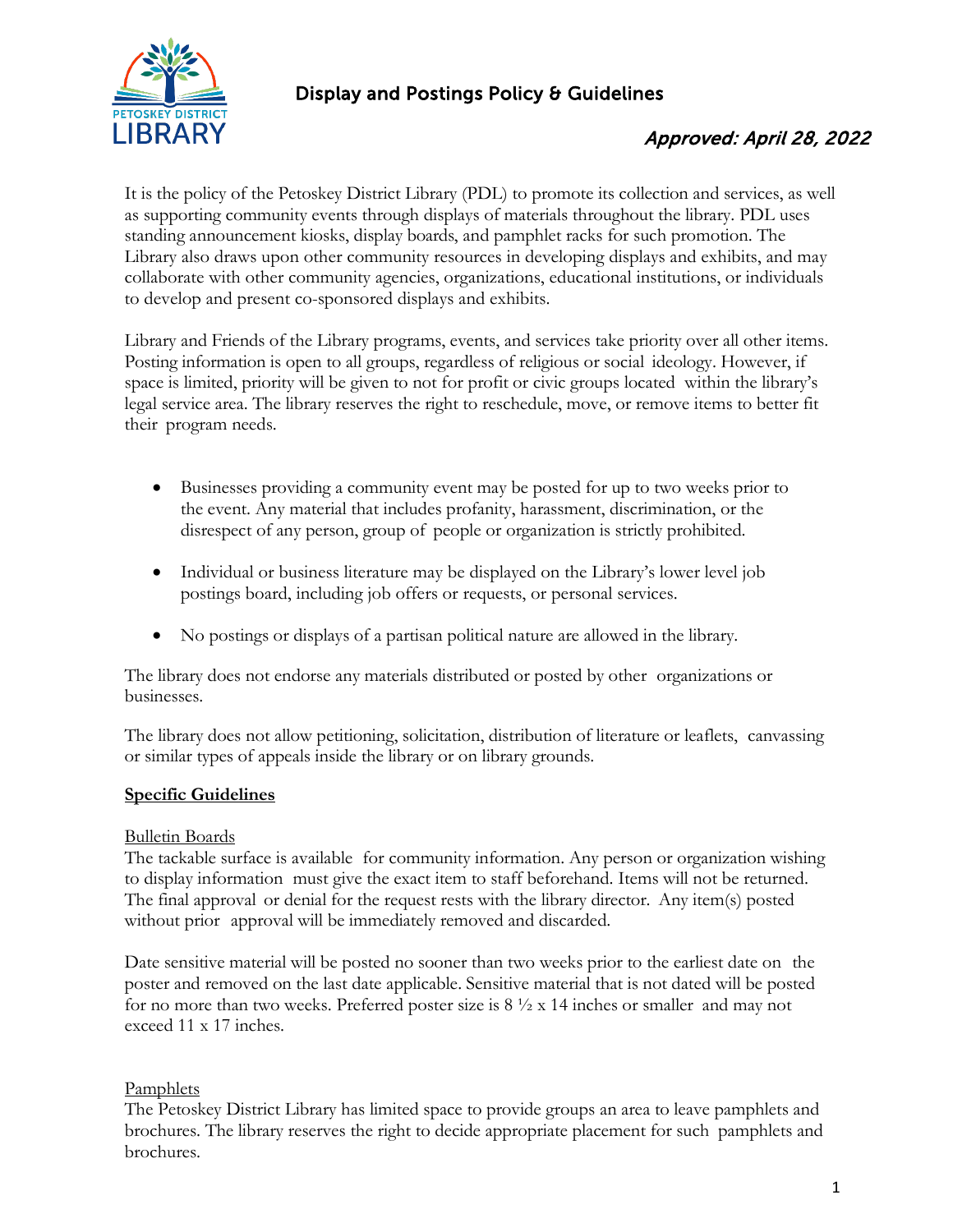# Display and Postings Policy & Guidelines

***Approved: April 28, 2022***

It is the policy of the Petoskey District Library (PDL) to promote its collection and services, as well as supporting community events through displays of materials throughout the library. PDL uses standing announcement kiosks, display boards, and pamphlet racks for such promotion. The Library also draws upon other community resources in developing displays and exhibits, and may collaborate with other community agencies, organizations, educational institutions, or individuals to develop and present co-sponsored displays and exhibits.

Library and Friends of the Library programs, events, and services take priority over all other items. Posting information is open to all groups, regardless of religious or social ideology. However, if space is limited, priority will be given to not for profit or civic groups located within the library's legal service area. The library reserves the right to reschedule, move, or remove items to better fit their program needs.

- Businesses providing a community event may be posted for up to two weeks prior to the event. Any material that includes profanity, harassment, discrimination, or the disrespect of any person, group of people or organization is strictly prohibited.
- Individual or business literature may be displayed on the Library's lower level job postings board, including job offers or requests, or personal services.
- No postings or displays of a partisan political nature are allowed in the library.

The library does not endorse any materials distributed or posted by other organizations or businesses.

The library does not allow petitioning, solicitation, distribution of literature or leaflets, canvassing or similar types of appeals inside the library or on library grounds.

## Specific Guidelines

### Bulletin Boards

The tackable surface is available for community information. Any person or organization wishing to display information must give the exact item to staff beforehand. Items will not be returned. The final approval or denial for the request rests with the library director. Any item(s) posted without prior approval will be immediately removed and discarded.

Date sensitive material will be posted no sooner than two weeks prior to the earliest date on the poster and removed on the last date applicable. Sensitive material that is not dated will be posted for no more than two weeks. Preferred poster size is 8 ½ x 14 inches or smaller and may not exceed 11 x 17 inches.

### Pamphlets

The Petoskey District Library has limited space to provide groups an area to leave pamphlets and brochures. The library reserves the right to decide appropriate placement for such pamphlets and brochures.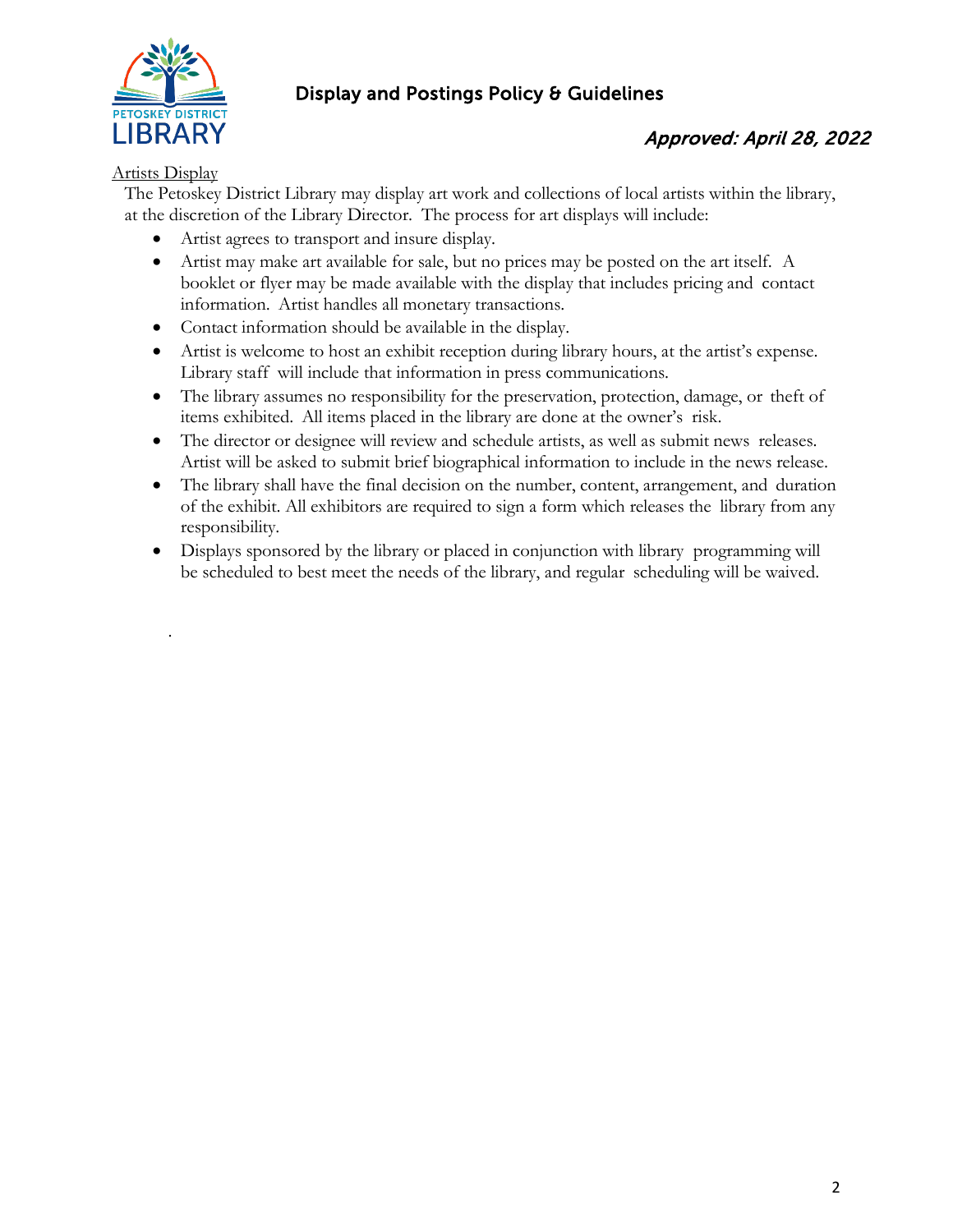Display and Postings Policy & Guidelines

*Approved: April 28, 2022*

Artists Display

The Petoskey District Library may display art work and collections of local artists within the library, at the discretion of the Library Director. The process for art displays will include:

- Artist agrees to transport and insure display.
- Artist may make art available for sale, but no prices may be posted on the art itself. A booklet or flyer may be made available with the display that includes pricing and contact information. Artist handles all monetary transactions.
- Contact information should be available in the display.
- Artist is welcome to host an exhibit reception during library hours, at the artist's expense. Library staff will include that information in press communications.
- The library assumes no responsibility for the preservation, protection, damage, or theft of items exhibited. All items placed in the library are done at the owner's risk.
- The director or designee will review and schedule artists, as well as submit news releases. Artist will be asked to submit brief biographical information to include in the news release.
- The library shall have the final decision on the number, content, arrangement, and duration of the exhibit. All exhibitors are required to sign a form which releases the library from any responsibility.
- Displays sponsored by the library or placed in conjunction with library programming will be scheduled to best meet the needs of the library, and regular scheduling will be waived.